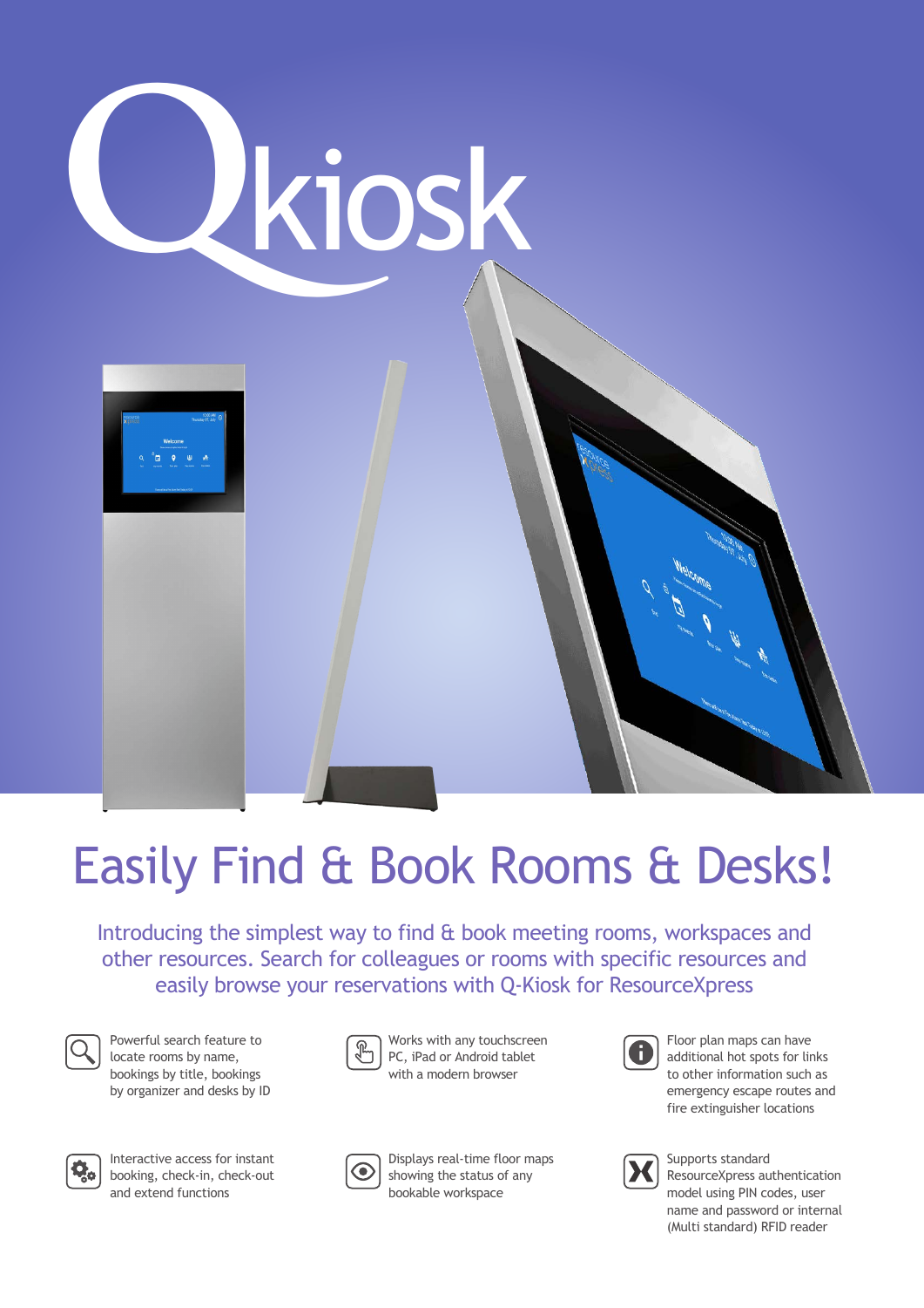# Qkiosk

## Easily Find & Book Rooms & Desks!

Introducing the simplest way to find & book meeting rooms, workspaces and other resources. Search for colleagues or rooms with specific resources and easily browse your reservations with Q-Kiosk for ResourceXpress

- Powerful search feature to locate rooms by name, bookings by title, bookings by organizer and desks by ID
- Works with any touchscreen PC, iPad or Android tablet with a modern browser
- Floor plan maps can have additional hot spots for links to other information such as emergency escape routes and fire extinguisher locations
- Interactive access for instant booking, check-in, check-out and extend functions
- Displays real-time floor maps showing the status of any bookable workspace
- Supports standard ResourceXpress authentication model using PIN codes, user name and password or internal (Multi standard) RFID reader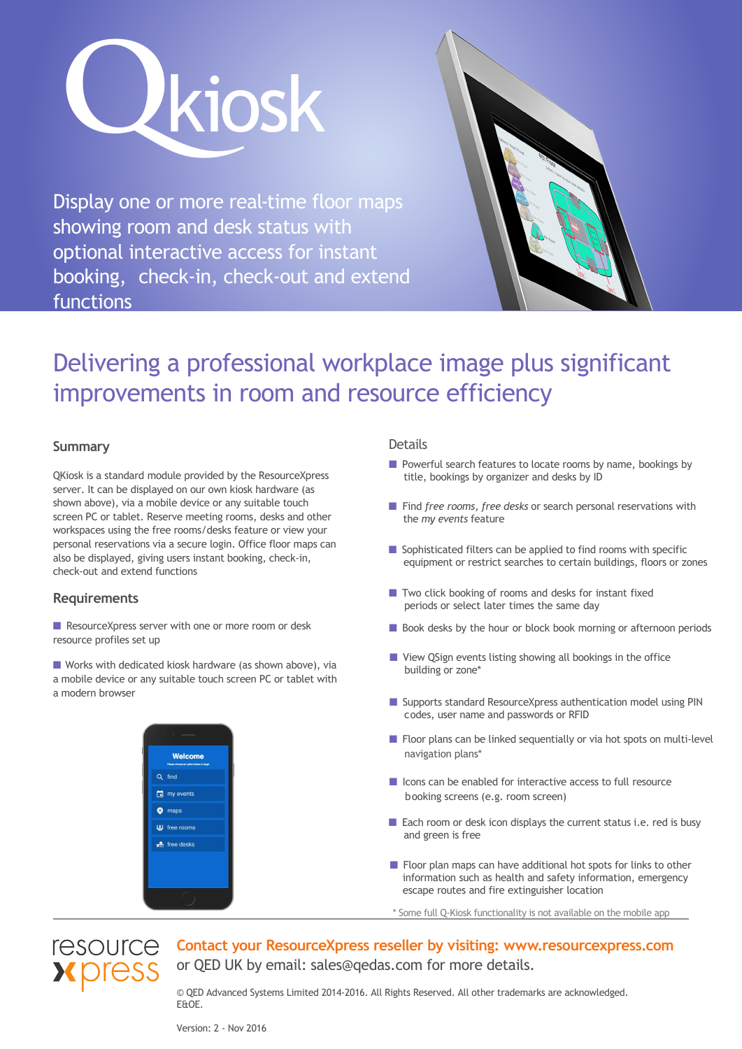# Qkiosk

Display one or more real-time floor maps showing room and desk status with optional interactive access for instant booking, check-in, check-out and extend functions

## Delivering a professional workplace image plus significant improvements in room and resource efficiency

### Summary

QKiosk is a standard module provided by the ResourceXpress server. It can be displayed on our own kiosk hardware (as shown above), via a mobile device or any suitable touch screen PC or tablet. Reserve meeting rooms, desks and other workspaces using the free rooms/desks feature or view your personal reservations via a secure login. Office floor maps can also be displayed, giving users instant booking, check-in, check-out and extend functions

### Requirements

- ResourceXpress server with one or more room or desk resource profiles set up
- Works with dedicated kiosk hardware (as shown above), via a mobile device or any suitable touch screen PC or tablet with a modern browser

### Details

- Powerful search features to locate rooms by name, bookings by title, bookings by organizer and desks by ID
- Find *free rooms*, *free desks* or search personal reservations with the *my events* feature
- Sophisticated filters can be applied to find rooms with specific equipment or restrict searches to certain buildings, floors or zones
- Two click booking of rooms and desks for instant fixed periods or select later times the same day
- Book desks by the hour or block book morning or afternoon periods
- View QSign events listing showing all bookings in the office building or zone*
- Supports standard ResourceXpress authentication model using PIN codes, user name and passwords or RFID
- Floor plans can be linked sequentially or via hot spots on multi-level navigation plans*
- Icons can be enabled for interactive access to full resource booking screens (e.g. room screen)
- Each room or desk icon displays the current status i.e. red is busy and green is free
- Floor plan maps can have additional hot spots for links to other information such as health and safety information, emergency escape routes and fire extinguisher location

\* Some full Q-Kiosk functionality is not available on the mobile app

resource xpress

**Contact your ResourceXpress reseller by visiting: www.resourcexpress.com**
or QED UK by email: sales@qedas.com for more details.

© QED Advanced Systems Limited 2014-2016. All Rights Reserved. All other trademarks are acknowledged. E&OE.

Version: 2 - Nov 2016